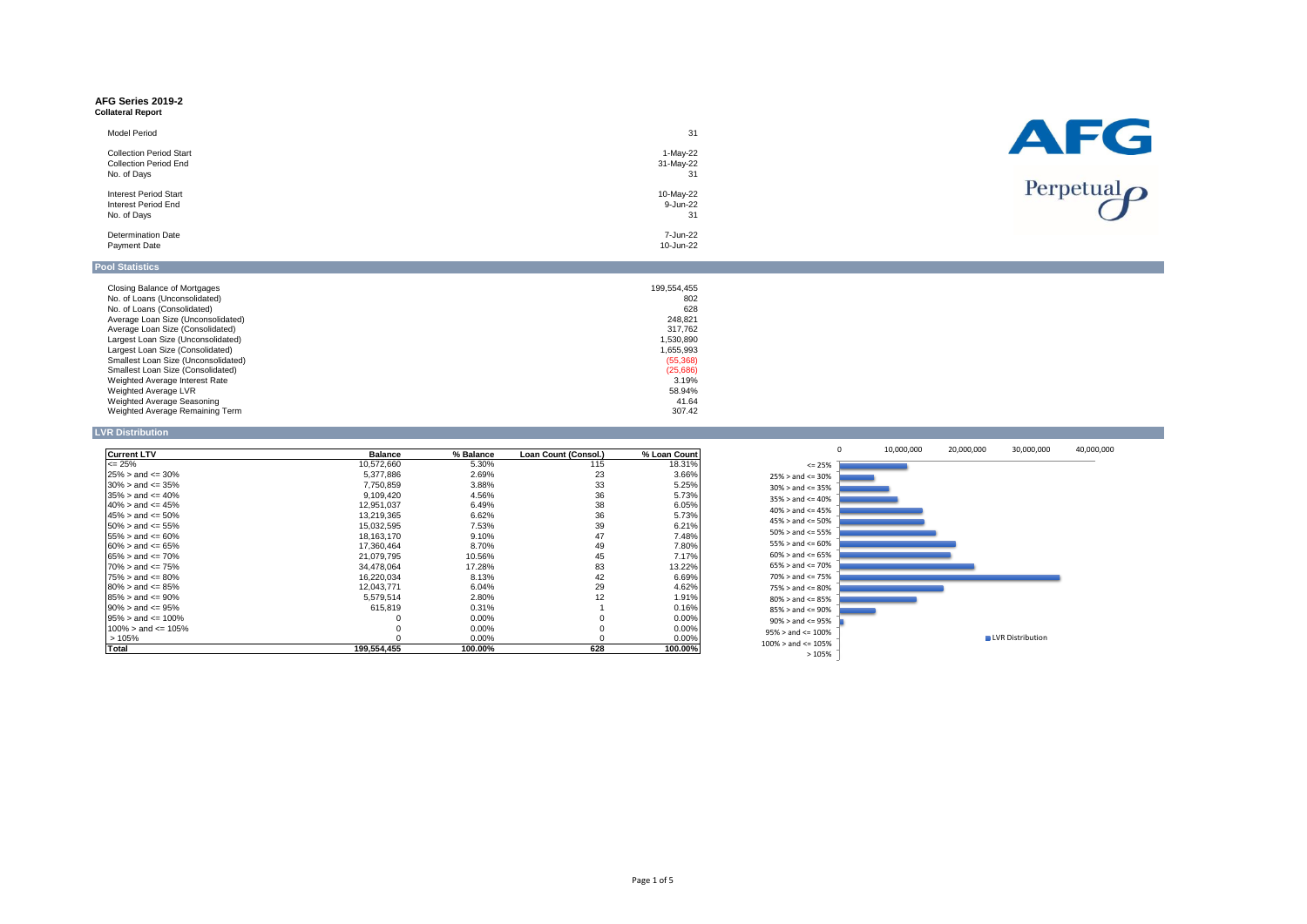# AFG Series 2019-2

**Collateral Report**

| | |
|---|---|
| Model Period | 31 |
| Collection Period Start | 1-May-22 |
| Collection Period End | 31-May-22 |
| No. of Days | 31 |
| Interest Period Start | 10-May-22 |
| Interest Period End | 9-Jun-22 |
| No. of Days | 31 |
| Determination Date | 7-Jun-22 |
| Payment Date | 10-Jun-22 |

AFG

Perpetual

## Pool Statistics

| | |
|---|---|
| Closing Balance of Mortgages | 199,554,455 |
| No. of Loans (Unconsolidated) | 802 |
| No. of Loans (Consolidated) | 628 |
| Average Loan Size (Unconsolidated) | 248,821 |
| Average Loan Size (Consolidated) | 317,762 |
| Largest Loan Size (Unconsolidated) | 1,530,890 |
| Largest Loan Size (Consolidated) | 1,655,993 |
| Smallest Loan Size (Unconsolidated) | (55,368) |
| Smallest Loan Size (Consolidated) | (25,686) |
| Weighted Average Interest Rate | 3.19% |
| Weighted Average LVR | 58.94% |
| Weighted Average Seasoning | 41.64 |
| Weighted Average Remaining Term | 307.42 |

## LVR Distribution

| Current LTV | Balance | % Balance | Loan Count (Consol.) | % Loan Count |
|---|---|---|---|---|
| <= 25% | 10,572,660 | 5.30% | 115 | 18.31% |
| 25% > and <= 30% | 5,377,886 | 2.69% | 23 | 3.66% |
| 30% > and <= 35% | 7,750,859 | 3.88% | 33 | 5.25% |
| 35% > and <= 40% | 9,109,420 | 4.56% | 36 | 5.73% |
| 40% > and <= 45% | 12,951,037 | 6.49% | 38 | 6.05% |
| 45% > and <= 50% | 13,219,365 | 6.62% | 36 | 5.73% |
| 50% > and <= 55% | 15,032,595 | 7.53% | 39 | 6.21% |
| 55% > and <= 60% | 18,163,170 | 9.10% | 47 | 7.48% |
| 60% > and <= 65% | 17,360,464 | 8.70% | 49 | 7.80% |
| 65% > and <= 70% | 21,079,795 | 10.56% | 45 | 7.17% |
| 70% > and <= 75% | 34,478,064 | 17.28% | 83 | 13.22% |
| 75% > and <= 80% | 16,220,034 | 8.13% | 42 | 6.69% |
| 80% > and <= 85% | 12,043,771 | 6.04% | 29 | 4.62% |
| 85% > and <= 90% | 5,579,514 | 2.80% | 12 | 1.91% |
| 90% > and <= 95% | 615,819 | 0.31% | 1 | 0.16% |
| 95% > and <= 100% | 0 | 0.00% | 0 | 0.00% |
| 100% > and <= 105% | 0 | 0.00% | 0 | 0.00% |
| > 105% | 0 | 0.00% | 0 | 0.00% |
| **Total** | **199,554,455** | **100.00%** | **628** | **100.00%** |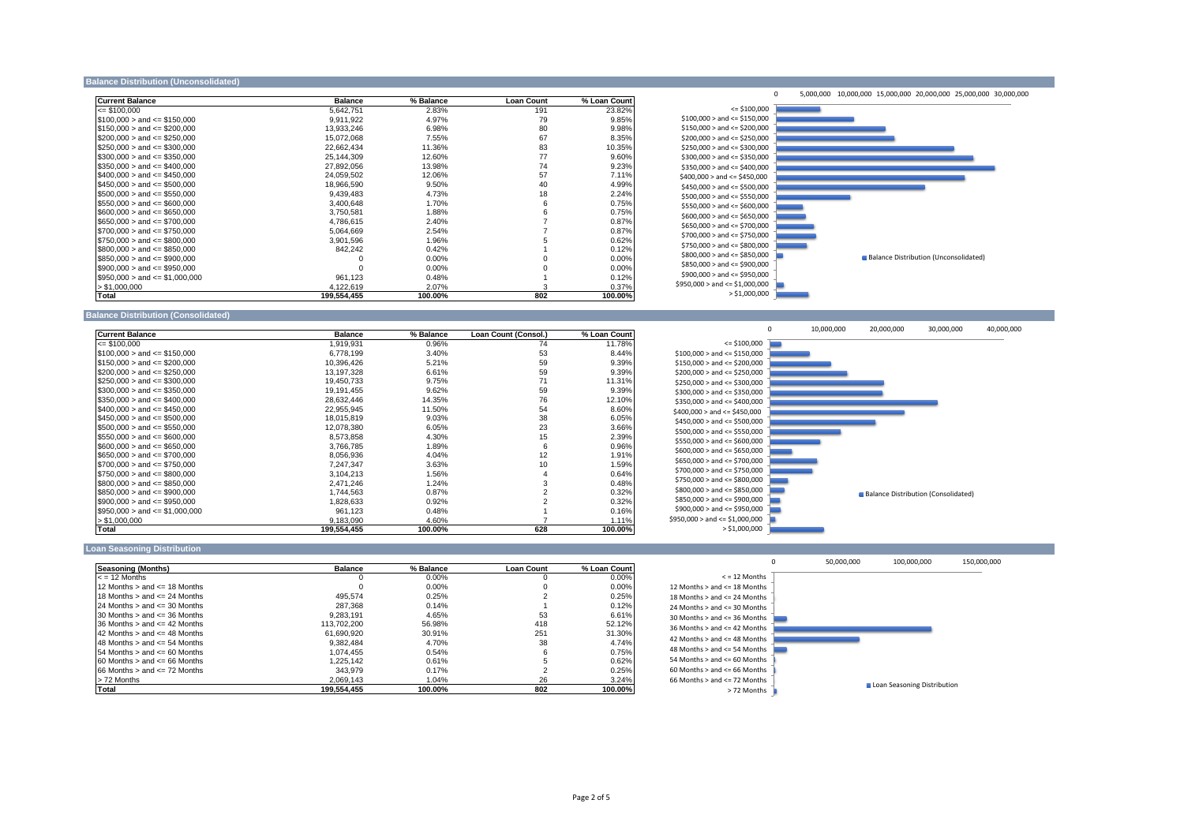## Balance Distribution (Unconsolidated)

| Current Balance | Balance | % Balance | Loan Count | % Loan Count |
|---|---|---|---|---|
| <= $100,000 | 5,642,751 | 2.83% | 191 | 23.82% |
| $100,000 > and <= $150,000 | 9,911,922 | 4.97% | 79 | 9.85% |
| $150,000 > and <= $200,000 | 13,933,246 | 6.98% | 80 | 9.98% |
| $200,000 > and <= $250,000 | 15,072,068 | 7.55% | 67 | 8.35% |
| $250,000 > and <= $300,000 | 22,662,434 | 11.36% | 83 | 10.35% |
| $300,000 > and <= $350,000 | 25,144,309 | 12.60% | 77 | 9.60% |
| $350,000 > and <= $400,000 | 27,892,056 | 13.98% | 74 | 9.23% |
| $400,000 > and <= $450,000 | 24,059,502 | 12.06% | 57 | 7.11% |
| $450,000 > and <= $500,000 | 18,966,590 | 9.50% | 40 | 4.99% |
| $500,000 > and <= $550,000 | 9,439,483 | 4.73% | 18 | 2.24% |
| $550,000 > and <= $600,000 | 3,400,648 | 1.70% | 6 | 0.75% |
| $600,000 > and <= $650,000 | 3,750,581 | 1.88% | 6 | 0.75% |
| $650,000 > and <= $700,000 | 4,786,615 | 2.40% | 7 | 0.87% |
| $700,000 > and <= $750,000 | 5,064,669 | 2.54% | 7 | 0.87% |
| $750,000 > and <= $800,000 | 3,901,596 | 1.96% | 5 | 0.62% |
| $800,000 > and <= $850,000 | 842,242 | 0.42% | 1 | 0.12% |
| $850,000 > and <= $900,000 | 0 | 0.00% | 0 | 0.00% |
| $900,000 > and <= $950,000 | 0 | 0.00% | 0 | 0.00% |
| $950,000 > and <= $1,000,000 | 961,123 | 0.48% | 1 | 0.12% |
| > $1,000,000 | 4,122,619 | 2.07% | 3 | 0.37% |
| **Total** | **199,554,455** | **100.00%** | **802** | **100.00%** |

## Balance Distribution (Consolidated)

| Current Balance | Balance | % Balance | Loan Count (Consol.) | % Loan Count |
|---|---|---|---|---|
| <= $100,000 | 1,919,931 | 0.96% | 74 | 11.78% |
| $100,000 > and <= $150,000 | 6,778,199 | 3.40% | 53 | 8.44% |
| $150,000 > and <= $200,000 | 10,396,426 | 5.21% | 59 | 9.39% |
| $200,000 > and <= $250,000 | 13,197,328 | 6.61% | 59 | 9.39% |
| $250,000 > and <= $300,000 | 19,450,733 | 9.75% | 71 | 11.31% |
| $300,000 > and <= $350,000 | 19,191,455 | 9.62% | 59 | 9.39% |
| $350,000 > and <= $400,000 | 28,632,446 | 14.35% | 76 | 12.10% |
| $400,000 > and <= $450,000 | 22,955,945 | 11.50% | 54 | 8.60% |
| $450,000 > and <= $500,000 | 18,015,819 | 9.03% | 38 | 6.05% |
| $500,000 > and <= $550,000 | 12,078,380 | 6.05% | 23 | 3.66% |
| $550,000 > and <= $600,000 | 8,573,858 | 4.30% | 15 | 2.39% |
| $600,000 > and <= $650,000 | 3,766,785 | 1.89% | 6 | 0.96% |
| $650,000 > and <= $700,000 | 8,056,936 | 4.04% | 12 | 1.91% |
| $700,000 > and <= $750,000 | 7,247,347 | 3.63% | 10 | 1.59% |
| $750,000 > and <= $800,000 | 3,104,213 | 1.56% | 4 | 0.64% |
| $800,000 > and <= $850,000 | 2,471,246 | 1.24% | 3 | 0.48% |
| $850,000 > and <= $900,000 | 1,744,563 | 0.87% | 2 | 0.32% |
| $900,000 > and <= $950,000 | 1,828,633 | 0.92% | 2 | 0.32% |
| $950,000 > and <= $1,000,000 | 961,123 | 0.48% | 1 | 0.16% |
| > $1,000,000 | 9,183,090 | 4.60% | 7 | 1.11% |
| **Total** | **199,554,455** | **100.00%** | **628** | **100.00%** |

## Loan Seasoning Distribution

| Seasoning (Months) | Balance | % Balance | Loan Count | % Loan Count |
|---|---|---|---|---|
| < = 12 Months | 0 | 0.00% | 0 | 0.00% |
| 12 Months > and <= 18 Months | 0 | 0.00% | 0 | 0.00% |
| 18 Months > and <= 24 Months | 495,574 | 0.25% | 2 | 0.25% |
| 24 Months > and <= 30 Months | 287,368 | 0.14% | 1 | 0.12% |
| 30 Months > and <= 36 Months | 9,283,191 | 4.65% | 53 | 6.61% |
| 36 Months > and <= 42 Months | 113,702,200 | 56.98% | 418 | 52.12% |
| 42 Months > and <= 48 Months | 61,690,920 | 30.91% | 251 | 31.30% |
| 48 Months > and <= 54 Months | 9,382,484 | 4.70% | 38 | 4.74% |
| 54 Months > and <= 60 Months | 1,074,455 | 0.54% | 6 | 0.75% |
| 60 Months > and <= 66 Months | 1,225,142 | 0.61% | 5 | 0.62% |
| 66 Months > and <= 72 Months | 343,979 | 0.17% | 2 | 0.25% |
| > 72 Months | 2,069,143 | 1.04% | 26 | 3.24% |
| **Total** | **199,554,455** | **100.00%** | **802** | **100.00%** |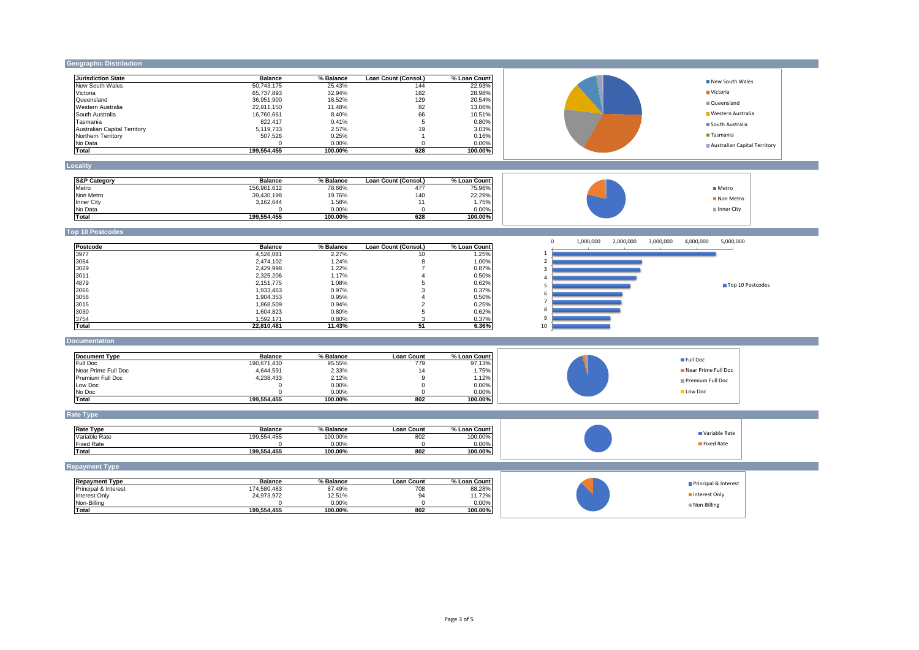## Geographic Distribution

| Jurisdiction State | Balance | % Balance | Loan Count (Consol.) | % Loan Count |
|---|---|---|---|---|
| New South Wales | 50,743,175 | 25.43% | 144 | 22.93% |
| Victoria | 65,737,893 | 32.94% | 182 | 28.98% |
| Queensland | 36,951,900 | 18.52% | 129 | 20.54% |
| Western Australia | 22,911,150 | 11.48% | 82 | 13.06% |
| South Australia | 16,760,661 | 8.40% | 66 | 10.51% |
| Tasmania | 822,417 | 0.41% | 5 | 0.80% |
| Australian Capital Territory | 5,119,733 | 2.57% | 19 | 3.03% |
| Northern Territory | 507,526 | 0.25% | 1 | 0.16% |
| No Data | 0 | 0.00% | 0 | 0.00% |
| **Total** | **199,554,455** | **100.00%** | **628** | **100.00%** |

## Locality

| S&P Category | Balance | % Balance | Loan Count (Consol.) | % Loan Count |
|---|---|---|---|---|
| Metro | 156,961,612 | 78.66% | 477 | 75.96% |
| Non Metro | 39,430,198 | 19.76% | 140 | 22.29% |
| Inner City | 3,162,644 | 1.58% | 11 | 1.75% |
| No Data | 0 | 0.00% | 0 | 0.00% |
| **Total** | **199,554,455** | **100.00%** | **628** | **100.00%** |

## Top 10 Postcodes

| Postcode | Balance | % Balance | Loan Count (Consol.) | % Loan Count |
|---|---|---|---|---|
| 3977 | 4,526,081 | 2.27% | 10 | 1.25% |
| 3064 | 2,474,102 | 1.24% | 8 | 1.00% |
| 3029 | 2,429,998 | 1.22% | 7 | 0.87% |
| 3011 | 2,325,206 | 1.17% | 4 | 0.50% |
| 4879 | 2,151,775 | 1.08% | 5 | 0.62% |
| 2066 | 1,933,463 | 0.97% | 3 | 0.37% |
| 3056 | 1,904,353 | 0.95% | 4 | 0.50% |
| 3015 | 1,868,509 | 0.94% | 2 | 0.25% |
| 3030 | 1,604,823 | 0.80% | 5 | 0.62% |
| 3754 | 1,592,171 | 0.80% | 3 | 0.37% |
| **Total** | **22,810,481** | **11.43%** | **51** | **6.36%** |

## Documentation

| Document Type | Balance | % Balance | Loan Count | % Loan Count |
|---|---|---|---|---|
| Full Doc | 190,671,430 | 95.55% | 779 | 97.13% |
| Near Prime Full Doc | 4,644,591 | 2.33% | 14 | 1.75% |
| Premium Full Doc | 4,238,433 | 2.12% | 9 | 1.12% |
| Low Doc | 0 | 0.00% | 0 | 0.00% |
| No Doc | 0 | 0.00% | 0 | 0.00% |
| **Total** | **199,554,455** | **100.00%** | **802** | **100.00%** |

## Rate Type

| Rate Type | Balance | % Balance | Loan Count | % Loan Count |
|---|---|---|---|---|
| Variable Rate | 199,554,455 | 100.00% | 802 | 100.00% |
| Fixed Rate | 0 | 0.00% | 0 | 0.00% |
| **Total** | **199,554,455** | **100.00%** | **802** | **100.00%** |

## Repayment Type

| Repayment Type | Balance | % Balance | Loan Count | % Loan Count |
|---|---|---|---|---|
| Principal & Interest | 174,580,483 | 87.49% | 708 | 88.28% |
| Interest Only | 24,973,972 | 12.51% | 94 | 11.72% |
| Non-Billing | 0 | 0.00% | 0 | 0.00% |
| **Total** | **199,554,455** | **100.00%** | **802** | **100.00%** |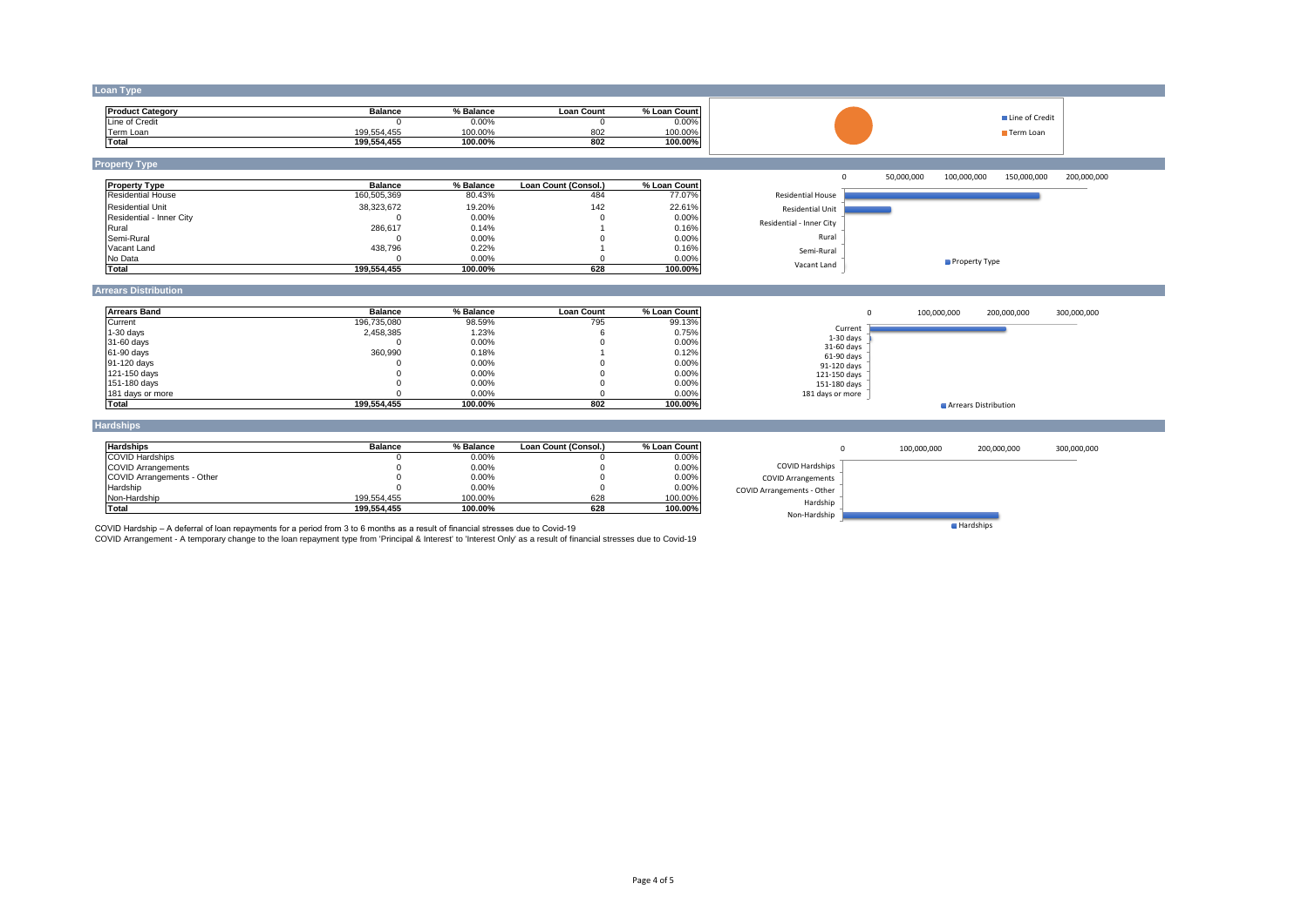## Loan Type

| Product Category | Balance | % Balance | Loan Count | % Loan Count |
|---|---|---|---|---|
| Line of Credit | 0 | 0.00% | 0 | 0.00% |
| Term Loan | 199,554,455 | 100.00% | 802 | 100.00% |
| **Total** | **199,554,455** | **100.00%** | **802** | **100.00%** |

## Property Type

| Property Type | Balance | % Balance | Loan Count (Consol.) | % Loan Count |
|---|---|---|---|---|
| Residential House | 160,505,369 | 80.43% | 484 | 77.07% |
| Residential Unit | 38,323,672 | 19.20% | 142 | 22.61% |
| Residential - Inner City | 0 | 0.00% | 0 | 0.00% |
| Rural | 286,617 | 0.14% | 1 | 0.16% |
| Semi-Rural | 0 | 0.00% | 0 | 0.00% |
| Vacant Land | 438,796 | 0.22% | 1 | 0.16% |
| No Data | 0 | 0.00% | 0 | 0.00% |
| **Total** | **199,554,455** | **100.00%** | **628** | **100.00%** |

## Arrears Distribution

| Arrears Band | Balance | % Balance | Loan Count | % Loan Count |
|---|---|---|---|---|
| Current | 196,735,080 | 98.59% | 795 | 99.13% |
| 1-30 days | 2,458,385 | 1.23% | 6 | 0.75% |
| 31-60 days | 0 | 0.00% | 0 | 0.00% |
| 61-90 days | 360,990 | 0.18% | 1 | 0.12% |
| 91-120 days | 0 | 0.00% | 0 | 0.00% |
| 121-150 days | 0 | 0.00% | 0 | 0.00% |
| 151-180 days | 0 | 0.00% | 0 | 0.00% |
| 181 days or more | 0 | 0.00% | 0 | 0.00% |
| **Total** | **199,554,455** | **100.00%** | **802** | **100.00%** |

## Hardships

| Hardships | Balance | % Balance | Loan Count (Consol.) | % Loan Count |
|---|---|---|---|---|
| COVID Hardships | 0 | 0.00% | 0 | 0.00% |
| COVID Arrangements | 0 | 0.00% | 0 | 0.00% |
| COVID Arrangements - Other | 0 | 0.00% | 0 | 0.00% |
| Hardship | 0 | 0.00% | 0 | 0.00% |
| Non-Hardship | 199,554,455 | 100.00% | 628 | 100.00% |
| **Total** | **199,554,455** | **100.00%** | **628** | **100.00%** |

COVID Hardship – A deferral of loan repayments for a period from 3 to 6 months as a result of financial stresses due to Covid-19

COVID Arrangement - A temporary change to the loan repayment type from 'Principal & Interest' to 'Interest Only' as a result of financial stresses due to Covid-19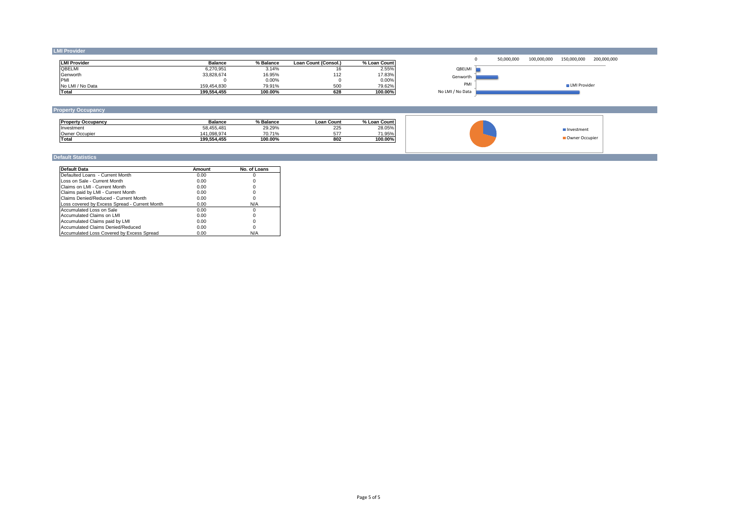## LMI Provider

| LMI Provider | Balance | % Balance | Loan Count (Consol.) | % Loan Count |
|---|---|---|---|---|
| QBELMI | 6,270,951 | 3.14% | 16 | 2.55% |
| Genworth | 33,828,674 | 16.95% | 112 | 17.83% |
| PMI | 0 | 0.00% | 0 | 0.00% |
| No LMI / No Data | 159,454,830 | 79.91% | 500 | 79.62% |
| **Total** | **199,554,455** | **100.00%** | **628** | **100.00%** |

0
50,000,000
100,000,000
150,000,000
200,000,000
QBELMI
Genworth
PMI
No LMI / No Data
LMI Provider

## Property Occupancy

| Property Occupancy | Balance | % Balance | Loan Count | % Loan Count |
|---|---|---|---|---|
| Investment | 58,455,481 | 29.29% | 225 | 28.05% |
| Owner Occupier | 141,098,974 | 70.71% | 577 | 71.95% |
| **Total** | **199,554,455** | **100.00%** | **802** | **100.00%** |

Investment
Owner Occupier

## Default Statistics

| Default Data | Amount | No. of Loans |
|---|---|---|
| Defaulted Loans - Current Month | 0.00 | 0 |
| Loss on Sale - Current Month | 0.00 | 0 |
| Claims on LMI - Current Month | 0.00 | 0 |
| Claims paid by LMI - Current Month | 0.00 | 0 |
| Claims Denied/Reduced - Current Month | 0.00 | 0 |
| Loss covered by Excess Spread - Current Month | 0.00 | N/A |
| Accumulated Loss on Sale | 0.00 | 0 |
| Accumulated Claims on LMI | 0.00 | 0 |
| Accumulated Claims paid by LMI | 0.00 | 0 |
| Accumulated Claims Denied/Reduced | 0.00 | 0 |
| Accumulated Loss Covered by Excess Spread | 0.00 | N/A |